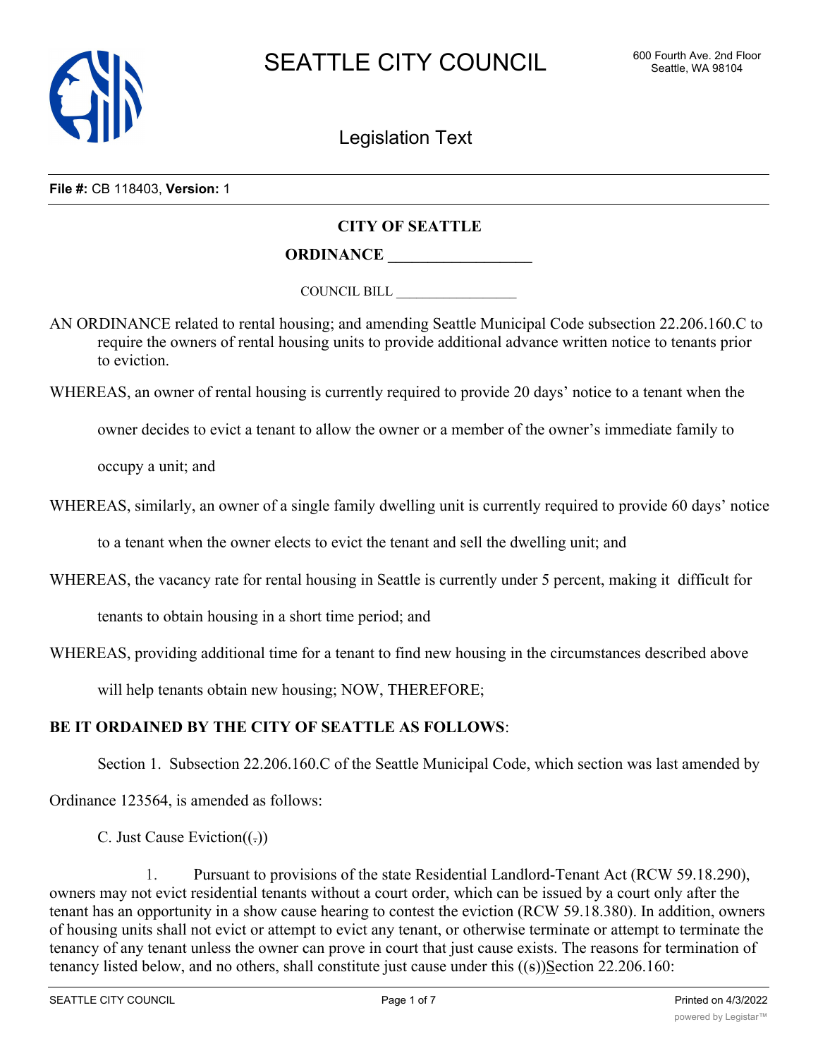# SEATTLE CITY COUNCIL

600 Fourth Ave. 2nd Floor
Seattle, WA 98104

## Legislation Text

**File #:** CB 118403, **Version:** 1

**CITY OF SEATTLE**

**ORDINANCE \_\_\_\_\_\_\_\_\_\_\_\_\_\_\_\_\_\_**

COUNCIL BILL \_\_\_\_\_\_\_\_\_\_\_\_\_\_\_\_\_\_

AN ORDINANCE related to rental housing; and amending Seattle Municipal Code subsection 22.206.160.C to require the owners of rental housing units to provide additional advance written notice to tenants prior to eviction.

WHEREAS, an owner of rental housing is currently required to provide 20 days' notice to a tenant when the owner decides to evict a tenant to allow the owner or a member of the owner's immediate family to occupy a unit; and

WHEREAS, similarly, an owner of a single family dwelling unit is currently required to provide 60 days' notice to a tenant when the owner elects to evict the tenant and sell the dwelling unit; and

WHEREAS, the vacancy rate for rental housing in Seattle is currently under 5 percent, making it difficult for tenants to obtain housing in a short time period; and

WHEREAS, providing additional time for a tenant to find new housing in the circumstances described above will help tenants obtain new housing; NOW, THEREFORE;

**BE IT ORDAINED BY THE CITY OF SEATTLE AS FOLLOWS**:

Section 1. Subsection 22.206.160.C of the Seattle Municipal Code, which section was last amended by Ordinance 123564, is amended as follows:

C. Just Cause Eviction((.))

1. Pursuant to provisions of the state Residential Landlord-Tenant Act (RCW 59.18.290), owners may not evict residential tenants without a court order, which can be issued by a court only after the tenant has an opportunity in a show cause hearing to contest the eviction (RCW 59.18.380). In addition, owners of housing units shall not evict or attempt to evict any tenant, or otherwise terminate or attempt to terminate the tenancy of any tenant unless the owner can prove in court that just cause exists. The reasons for termination of tenancy listed below, and no others, shall constitute just cause under this ((s))Section 22.206.160: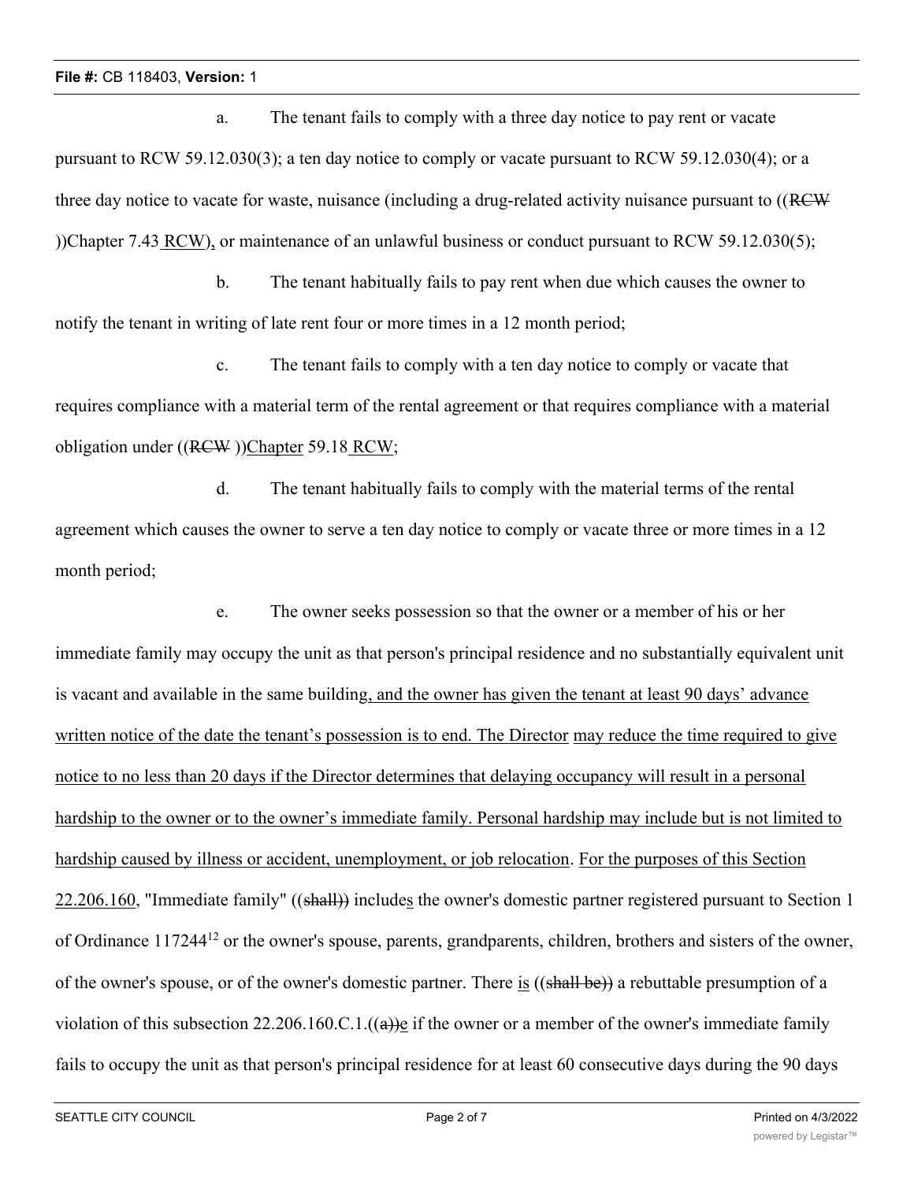a. The tenant fails to comply with a three day notice to pay rent or vacate pursuant to RCW 59.12.030(3); a ten day notice to comply or vacate pursuant to RCW 59.12.030(4); or a three day notice to vacate for waste, nuisance (including a drug-related activity nuisance pursuant to ((~~RCW~~ ))Chapter 7.43 RCW), or maintenance of an unlawful business or conduct pursuant to RCW 59.12.030(5);

b. The tenant habitually fails to pay rent when due which causes the owner to notify the tenant in writing of late rent four or more times in a 12 month period;

c. The tenant fails to comply with a ten day notice to comply or vacate that requires compliance with a material term of the rental agreement or that requires compliance with a material obligation under ((~~RCW~~ ))Chapter 59.18 RCW;

d. The tenant habitually fails to comply with the material terms of the rental agreement which causes the owner to serve a ten day notice to comply or vacate three or more times in a 12 month period;

e. The owner seeks possession so that the owner or a member of his or her immediate family may occupy the unit as that person's principal residence and no substantially equivalent unit is vacant and available in the same building, and the owner has given the tenant at least 90 days' advance written notice of the date the tenant's possession is to end. The Director may reduce the time required to give notice to no less than 20 days if the Director determines that delaying occupancy will result in a personal hardship to the owner or to the owner's immediate family. Personal hardship may include but is not limited to hardship caused by illness or accident, unemployment, or job relocation. For the purposes of this Section 22.206.160, "Immediate family" ((~~shall~~)) includes the owner's domestic partner registered pursuant to Section 1 of Ordinance 117244[12] or the owner's spouse, parents, grandparents, children, brothers and sisters of the owner, of the owner's spouse, or of the owner's domestic partner. There is ((~~shall be~~)) a rebuttable presumption of a violation of this subsection 22.206.160.C.1.((~~a~~))e if the owner or a member of the owner's immediate family fails to occupy the unit as that person's principal residence for at least 60 consecutive days during the 90 days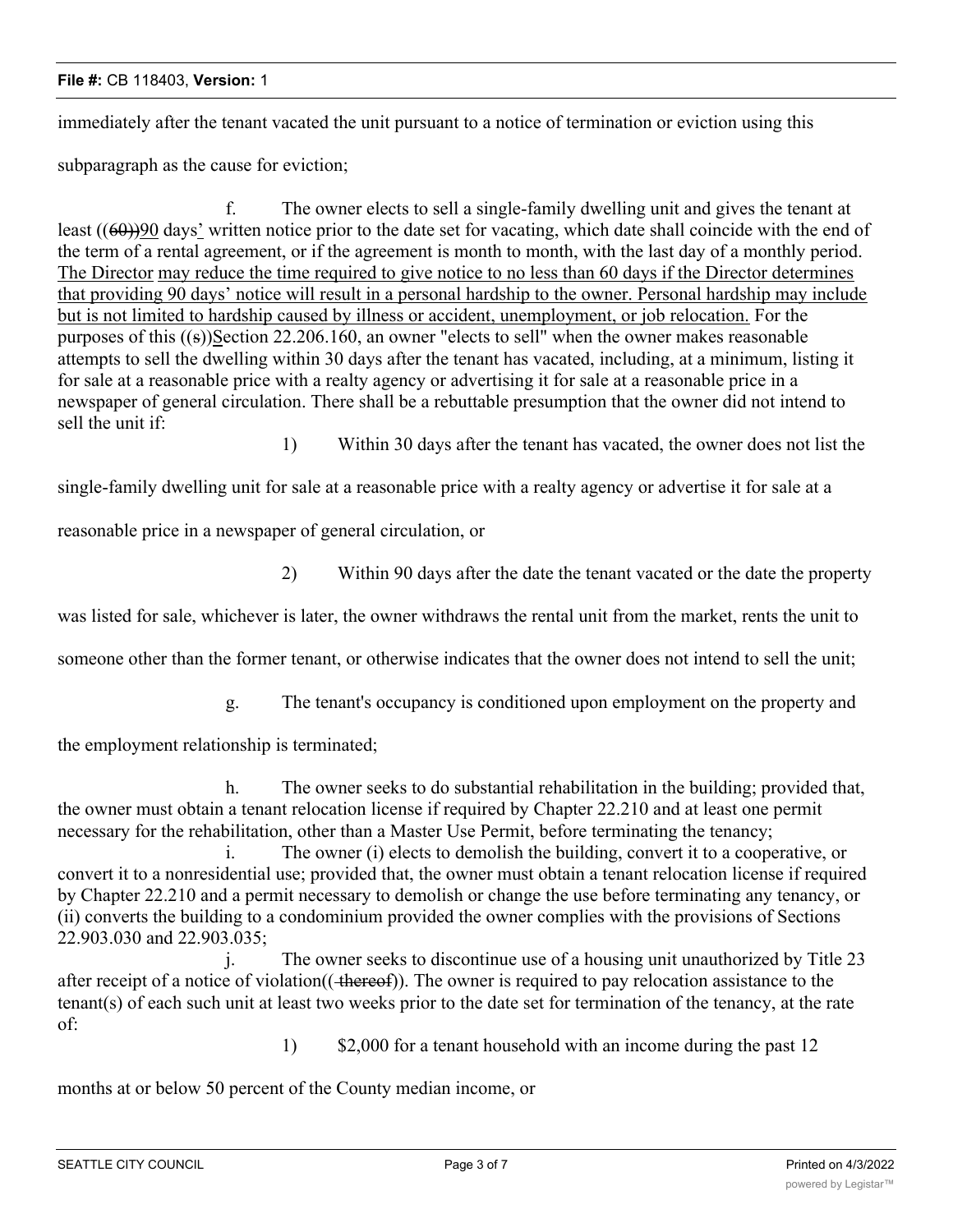immediately after the tenant vacated the unit pursuant to a notice of termination or eviction using this subparagraph as the cause for eviction;

f. The owner elects to sell a single-family dwelling unit and gives the tenant at least ((~~60~~))<u>90</u> days<u>'</u> written notice prior to the date set for vacating, which date shall coincide with the end of the term of a rental agreement, or if the agreement is month to month, with the last day of a monthly period. <u>The Director may reduce the time required to give notice to no less than 60 days if the Director determines that providing 90 days' notice will result in a personal hardship to the owner. Personal hardship may include but is not limited to hardship caused by illness or accident, unemployment, or job relocation.</u> For the purposes of this ((~~s~~))<u>S</u>ection 22.206.160, an owner "elects to sell" when the owner makes reasonable attempts to sell the dwelling within 30 days after the tenant has vacated, including, at a minimum, listing it for sale at a reasonable price with a realty agency or advertising it for sale at a reasonable price in a newspaper of general circulation. There shall be a rebuttable presumption that the owner did not intend to sell the unit if:

1) Within 30 days after the tenant has vacated, the owner does not list the single-family dwelling unit for sale at a reasonable price with a realty agency or advertise it for sale at a reasonable price in a newspaper of general circulation, or

2) Within 90 days after the date the tenant vacated or the date the property was listed for sale, whichever is later, the owner withdraws the rental unit from the market, rents the unit to someone other than the former tenant, or otherwise indicates that the owner does not intend to sell the unit;

g. The tenant's occupancy is conditioned upon employment on the property and the employment relationship is terminated;

h. The owner seeks to do substantial rehabilitation in the building; provided that, the owner must obtain a tenant relocation license if required by Chapter 22.210 and at least one permit necessary for the rehabilitation, other than a Master Use Permit, before terminating the tenancy;

i. The owner (i) elects to demolish the building, convert it to a cooperative, or convert it to a nonresidential use; provided that, the owner must obtain a tenant relocation license if required by Chapter 22.210 and a permit necessary to demolish or change the use before terminating any tenancy, or (ii) converts the building to a condominium provided the owner complies with the provisions of Sections 22.903.030 and 22.903.035;

j. The owner seeks to discontinue use of a housing unit unauthorized by Title 23 after receipt of a notice of violation((~~ thereof~~)). The owner is required to pay relocation assistance to the tenant(s) of each such unit at least two weeks prior to the date set for termination of the tenancy, at the rate of:

1) $2,000 for a tenant household with an income during the past 12 months at or below 50 percent of the County median income, or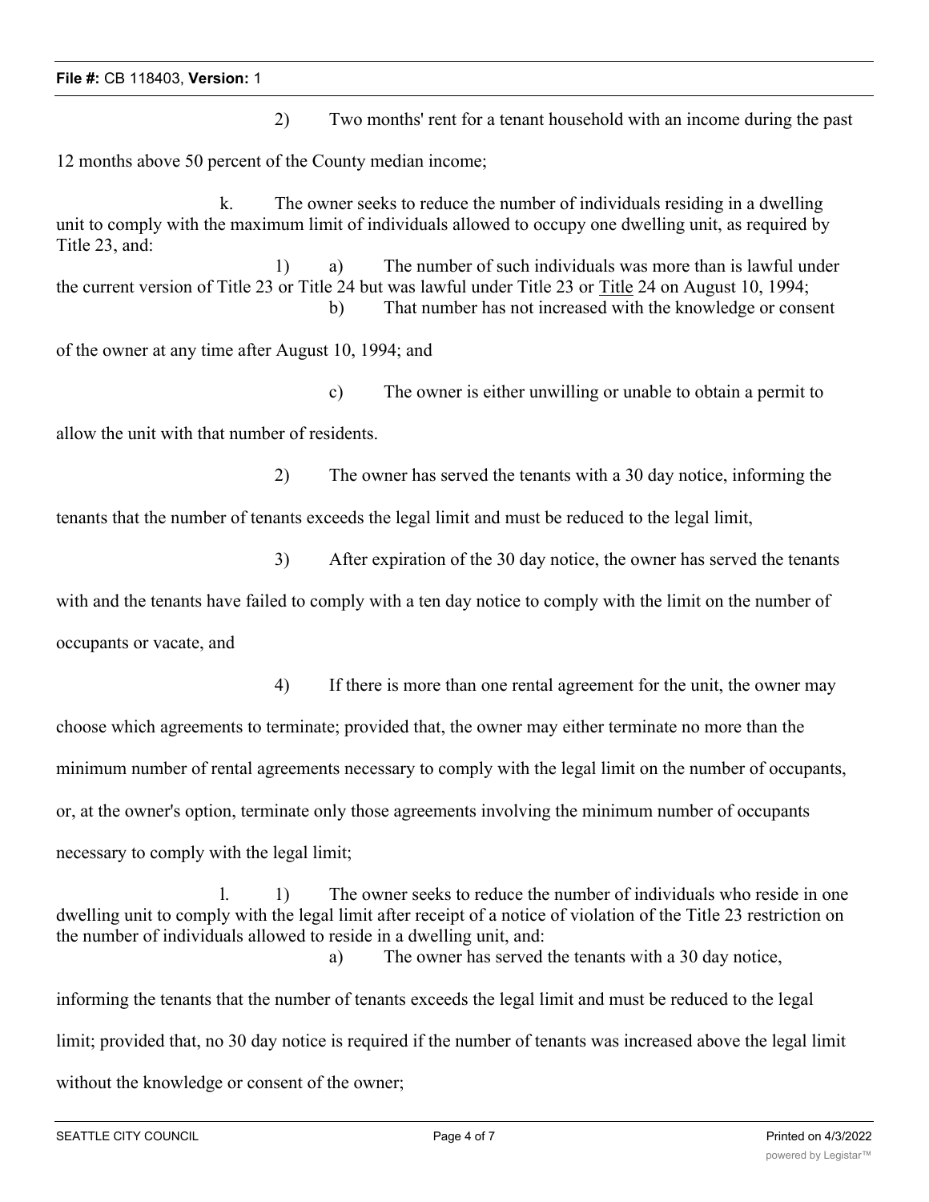2) Two months' rent for a tenant household with an income during the past 12 months above 50 percent of the County median income;

k. The owner seeks to reduce the number of individuals residing in a dwelling unit to comply with the maximum limit of individuals allowed to occupy one dwelling unit, as required by Title 23, and:

1) a) The number of such individuals was more than is lawful under the current version of Title 23 or Title 24 but was lawful under Title 23 or Title 24 on August 10, 1994;

b) That number has not increased with the knowledge or consent of the owner at any time after August 10, 1994; and

c) The owner is either unwilling or unable to obtain a permit to allow the unit with that number of residents.

2) The owner has served the tenants with a 30 day notice, informing the tenants that the number of tenants exceeds the legal limit and must be reduced to the legal limit,

3) After expiration of the 30 day notice, the owner has served the tenants with and the tenants have failed to comply with a ten day notice to comply with the limit on the number of occupants or vacate, and

4) If there is more than one rental agreement for the unit, the owner may choose which agreements to terminate; provided that, the owner may either terminate no more than the minimum number of rental agreements necessary to comply with the legal limit on the number of occupants, or, at the owner's option, terminate only those agreements involving the minimum number of occupants necessary to comply with the legal limit;

l. 1) The owner seeks to reduce the number of individuals who reside in one dwelling unit to comply with the legal limit after receipt of a notice of violation of the Title 23 restriction on the number of individuals allowed to reside in a dwelling unit, and:

a) The owner has served the tenants with a 30 day notice, informing the tenants that the number of tenants exceeds the legal limit and must be reduced to the legal limit; provided that, no 30 day notice is required if the number of tenants was increased above the legal limit without the knowledge or consent of the owner;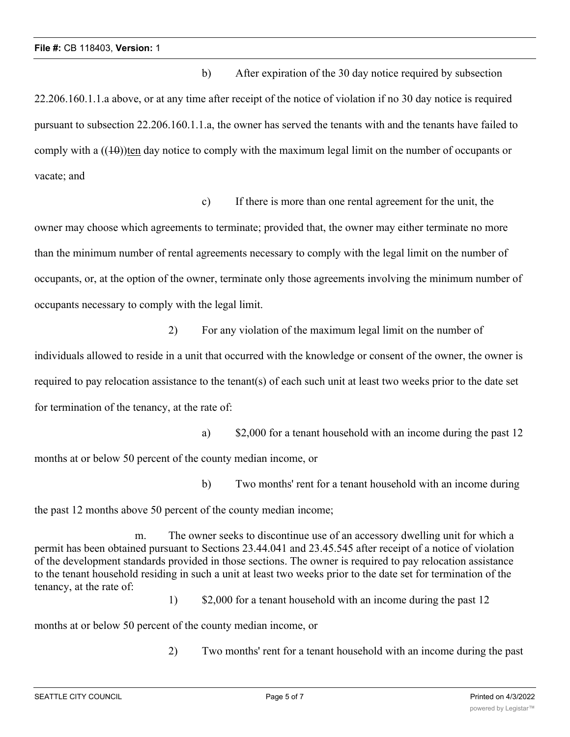b) After expiration of the 30 day notice required by subsection 22.206.160.1.1.a above, or at any time after receipt of the notice of violation if no 30 day notice is required pursuant to subsection 22.206.160.1.1.a, the owner has served the tenants with and the tenants have failed to comply with a ((~~10~~))<u>ten</u> day notice to comply with the maximum legal limit on the number of occupants or vacate; and

c) If there is more than one rental agreement for the unit, the owner may choose which agreements to terminate; provided that, the owner may either terminate no more than the minimum number of rental agreements necessary to comply with the legal limit on the number of occupants, or, at the option of the owner, terminate only those agreements involving the minimum number of occupants necessary to comply with the legal limit.

2) For any violation of the maximum legal limit on the number of individuals allowed to reside in a unit that occurred with the knowledge or consent of the owner, the owner is required to pay relocation assistance to the tenant(s) of each such unit at least two weeks prior to the date set for termination of the tenancy, at the rate of:

a) $2,000 for a tenant household with an income during the past 12 months at or below 50 percent of the county median income, or

b) Two months' rent for a tenant household with an income during the past 12 months above 50 percent of the county median income;

m. The owner seeks to discontinue use of an accessory dwelling unit for which a permit has been obtained pursuant to Sections 23.44.041 and 23.45.545 after receipt of a notice of violation of the development standards provided in those sections. The owner is required to pay relocation assistance to the tenant household residing in such a unit at least two weeks prior to the date set for termination of the tenancy, at the rate of:

1) $2,000 for a tenant household with an income during the past 12 months at or below 50 percent of the county median income, or

2) Two months' rent for a tenant household with an income during the past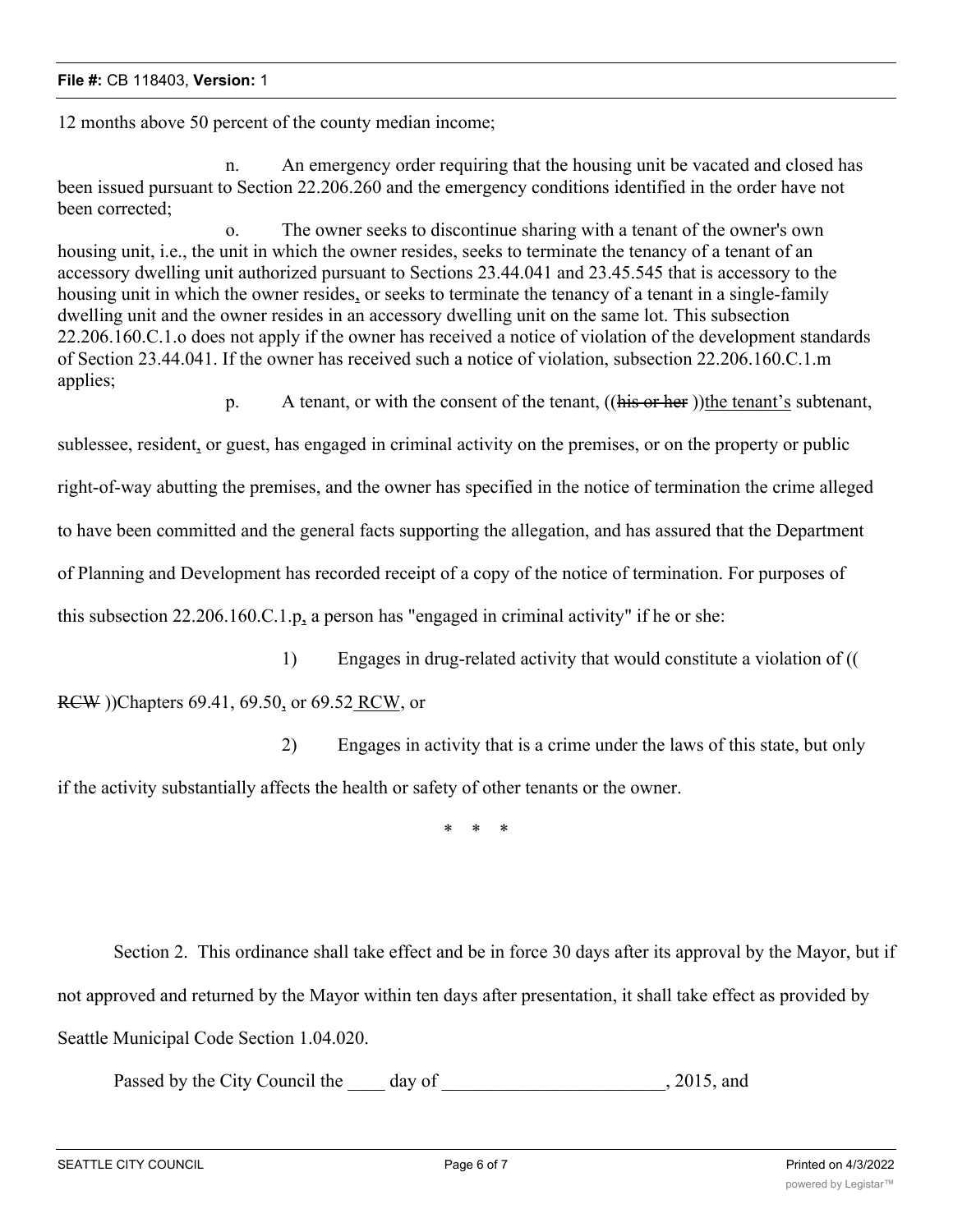12 months above 50 percent of the county median income;

n. An emergency order requiring that the housing unit be vacated and closed has been issued pursuant to Section 22.206.260 and the emergency conditions identified in the order have not been corrected;

o. The owner seeks to discontinue sharing with a tenant of the owner's own housing unit, i.e., the unit in which the owner resides, seeks to terminate the tenancy of a tenant of an accessory dwelling unit authorized pursuant to Sections 23.44.041 and 23.45.545 that is accessory to the housing unit in which the owner resides, or seeks to terminate the tenancy of a tenant in a single-family dwelling unit and the owner resides in an accessory dwelling unit on the same lot. This subsection 22.206.160.C.1.o does not apply if the owner has received a notice of violation of the development standards of Section 23.44.041. If the owner has received such a notice of violation, subsection 22.206.160.C.1.m applies;

p. A tenant, or with the consent of the tenant, ((~~his or her~~ ))<u>the tenant's</u> subtenant, sublessee, resident, or guest, has engaged in criminal activity on the premises, or on the property or public right-of-way abutting the premises, and the owner has specified in the notice of termination the crime alleged to have been committed and the general facts supporting the allegation, and has assured that the Department of Planning and Development has recorded receipt of a copy of the notice of termination. For purposes of this subsection 22.206.160.C.1.p, a person has "engaged in criminal activity" if he or she:

1) Engages in drug-related activity that would constitute a violation of (( ~~RCW~~ ))Chapters 69.41, 69.50, or 69.52 <u>RCW</u>, or

2) Engages in activity that is a crime under the laws of this state, but only if the activity substantially affects the health or safety of other tenants or the owner.

\* \* \*

Section 2. This ordinance shall take effect and be in force 30 days after its approval by the Mayor, but if not approved and returned by the Mayor within ten days after presentation, it shall take effect as provided by Seattle Municipal Code Section 1.04.020.

Passed by the City Council the ____ day of ________________________, 2015, and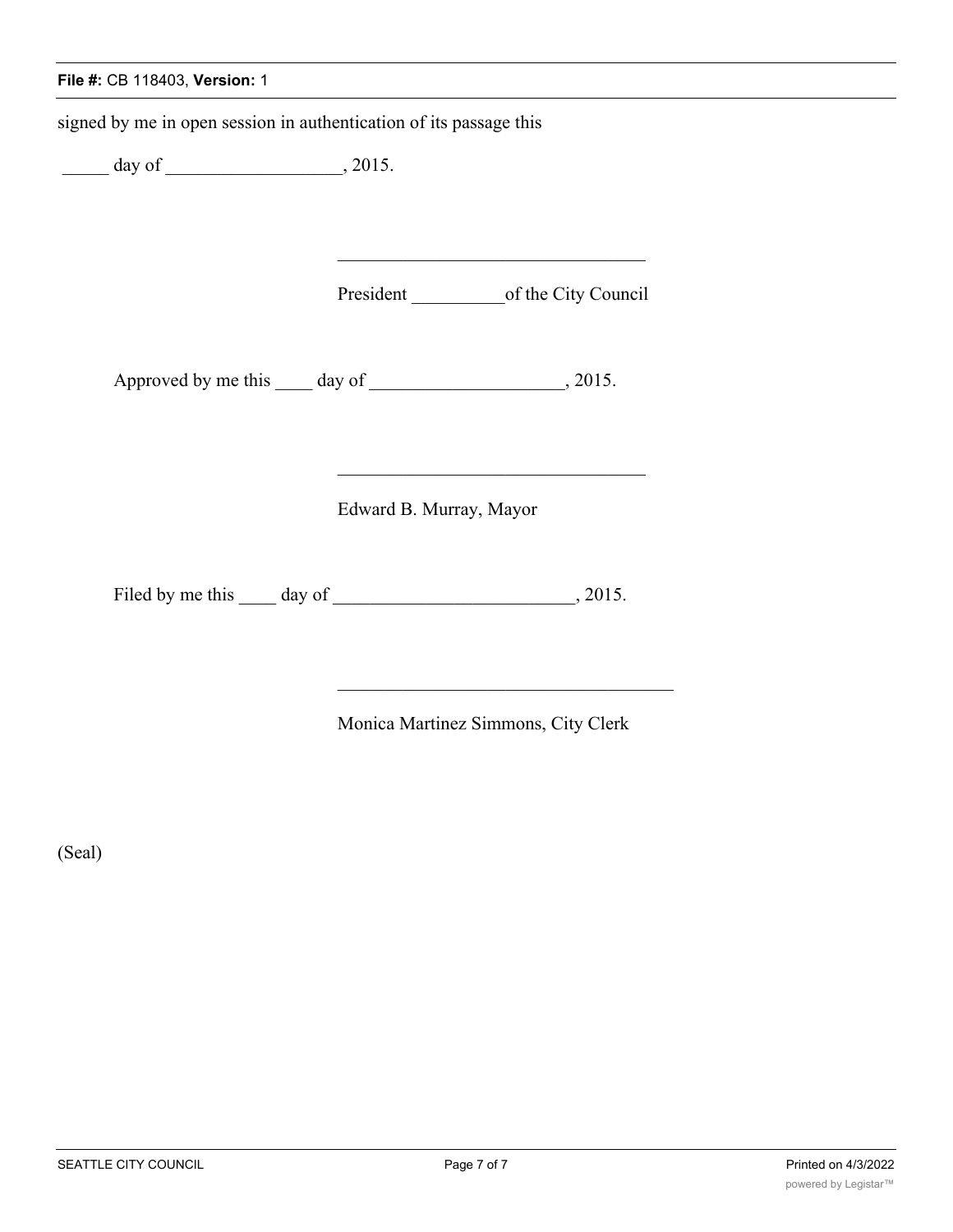signed by me in open session in authentication of its passage this

_____ day of ___________________, 2015.

__________________________________

President __________of the City Council

Approved by me this ____ day of ____________________, 2015.

__________________________________

Edward B. Murray, Mayor

Filed by me this ____ day of _________________________, 2015.

____________________________________

Monica Martinez Simmons, City Clerk

(Seal)